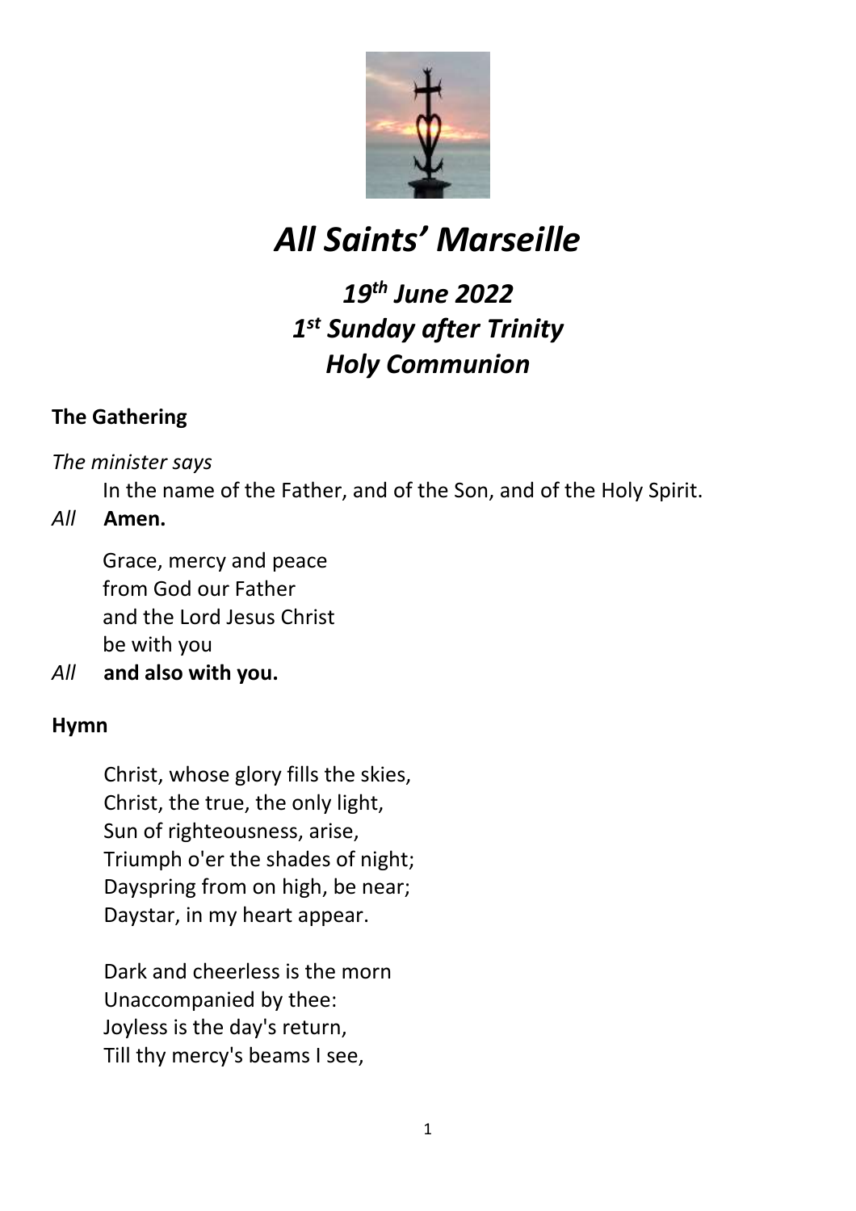# *All Saints' Marseille*

## *19th June 2022*
## *1st Sunday after Trinity*
## *Holy Communion*

**The Gathering**

*The minister says*

In the name of the Father, and of the Son, and of the Holy Spirit.

*All* **Amen.**

Grace, mercy and peace
from God our Father
and the Lord Jesus Christ
be with you

*All* **and also with you.**

**Hymn**

Christ, whose glory fills the skies,
Christ, the true, the only light,
Sun of righteousness, arise,
Triumph o'er the shades of night;
Dayspring from on high, be near;
Daystar, in my heart appear.

Dark and cheerless is the morn
Unaccompanied by thee:
Joyless is the day's return,
Till thy mercy's beams I see,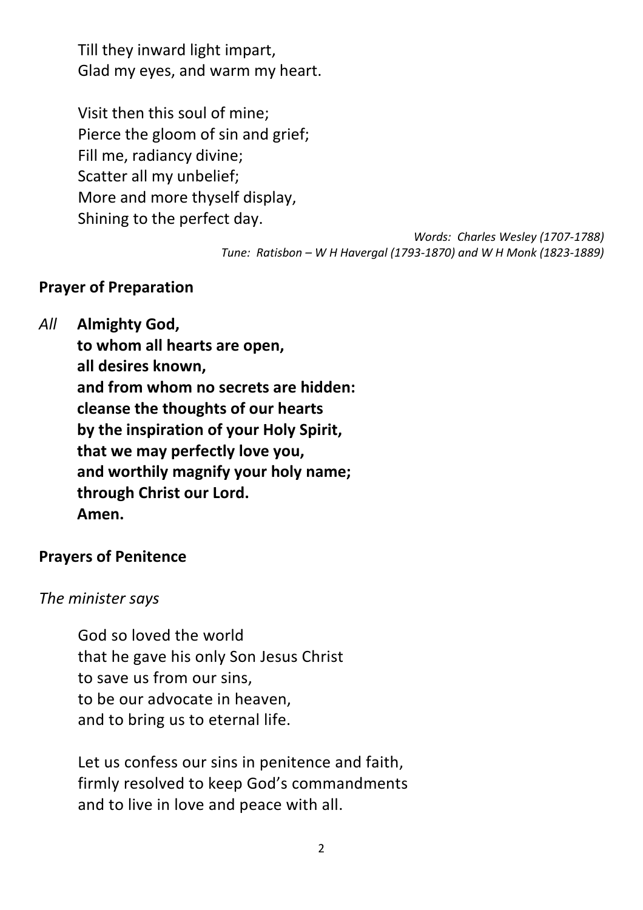Till they inward light impart,
Glad my eyes, and warm my heart.

Visit then this soul of mine;
Pierce the gloom of sin and grief;
Fill me, radiancy divine;
Scatter all my unbelief;
More and more thyself display,
Shining to the perfect day.

*Words: Charles Wesley (1707-1788)*
*Tune: Ratisbon – W H Havergal (1793-1870) and W H Monk (1823-1889)*

## Prayer of Preparation

*All* **Almighty God,
to whom all hearts are open,
all desires known,
and from whom no secrets are hidden:
cleanse the thoughts of our hearts
by the inspiration of your Holy Spirit,
that we may perfectly love you,
and worthily magnify your holy name;
through Christ our Lord.
Amen.**

## Prayers of Penitence

*The minister says*

God so loved the world
that he gave his only Son Jesus Christ
to save us from our sins,
to be our advocate in heaven,
and to bring us to eternal life.

Let us confess our sins in penitence and faith,
firmly resolved to keep God's commandments
and to live in love and peace with all.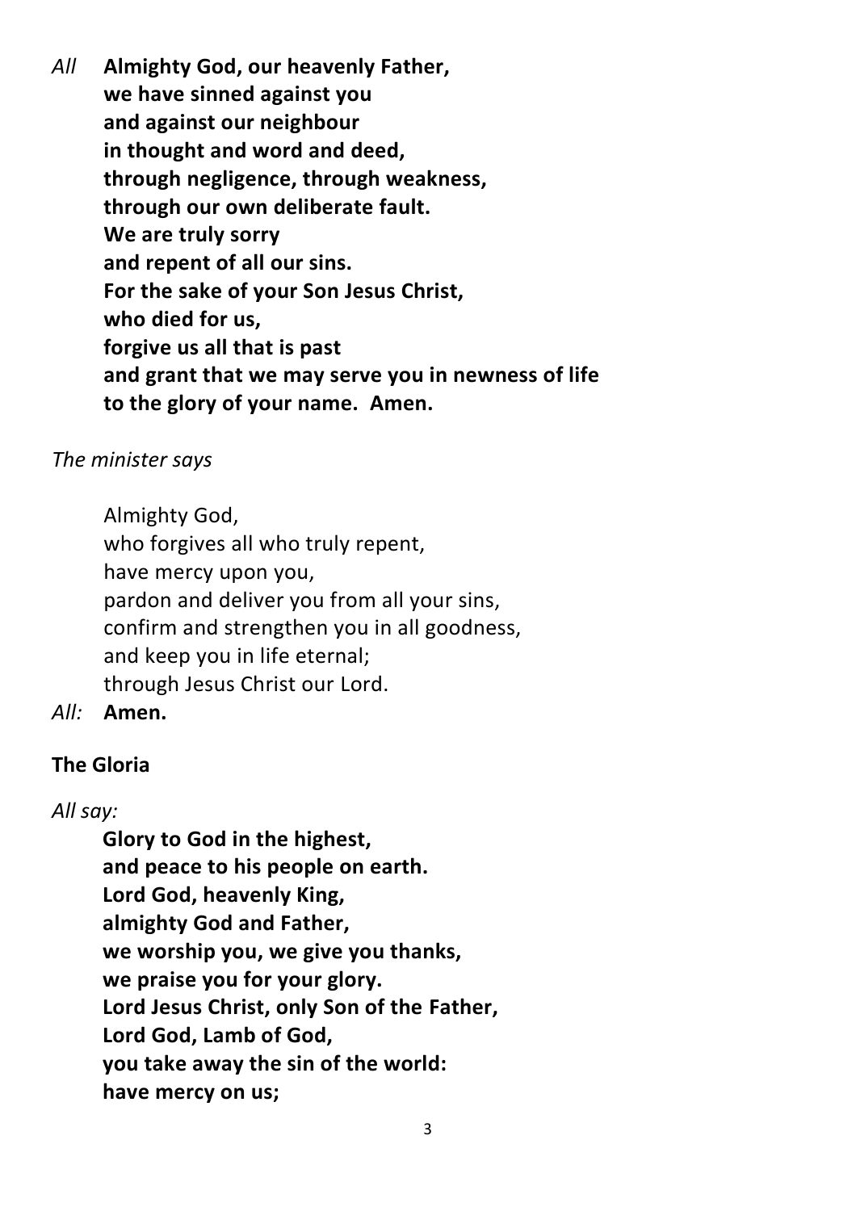*All* **Almighty God, our heavenly Father,**
**we have sinned against you**
**and against our neighbour**
**in thought and word and deed,**
**through negligence, through weakness,**
**through our own deliberate fault.**
**We are truly sorry**
**and repent of all our sins.**
**For the sake of your Son Jesus Christ,**
**who died for us,**
**forgive us all that is past**
**and grant that we may serve you in newness of life**
**to the glory of your name. Amen.**

*The minister says*

Almighty God,
who forgives all who truly repent,
have mercy upon you,
pardon and deliver you from all your sins,
confirm and strengthen you in all goodness,
and keep you in life eternal;
through Jesus Christ our Lord.

*All:* **Amen.**

**The Gloria**

*All say:*

**Glory to God in the highest,**
**and peace to his people on earth.**
**Lord God, heavenly King,**
**almighty God and Father,**
**we worship you, we give you thanks,**
**we praise you for your glory.**
**Lord Jesus Christ, only Son of the Father,**
**Lord God, Lamb of God,**
**you take away the sin of the world:**
**have mercy on us;**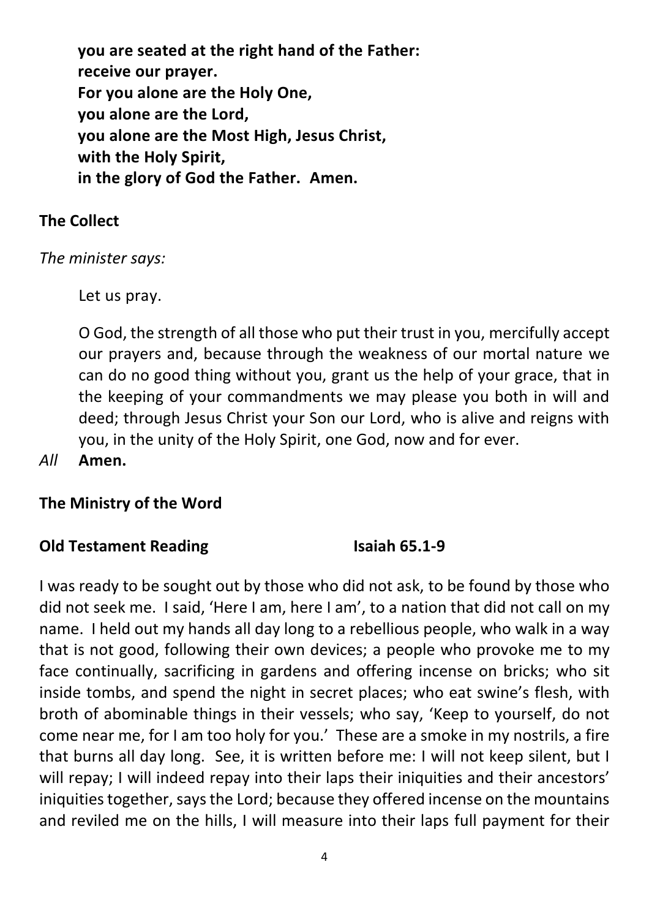**you are seated at the right hand of the Father:**
**receive our prayer.**
**For you alone are the Holy One,**
**you alone are the Lord,**
**you alone are the Most High, Jesus Christ,**
**with the Holy Spirit,**
**in the glory of God the Father. Amen.**

**The Collect**

*The minister says:*

Let us pray.

O God, the strength of all those who put their trust in you, mercifully accept our prayers and, because through the weakness of our mortal nature we can do no good thing without you, grant us the help of your grace, that in the keeping of your commandments we may please you both in will and deed; through Jesus Christ your Son our Lord, who is alive and reigns with you, in the unity of the Holy Spirit, one God, now and for ever.

*All* **Amen.**

**The Ministry of the Word**

**Old Testament Reading Isaiah 65.1-9**

I was ready to be sought out by those who did not ask, to be found by those who did not seek me. I said, 'Here I am, here I am', to a nation that did not call on my name. I held out my hands all day long to a rebellious people, who walk in a way that is not good, following their own devices; a people who provoke me to my face continually, sacrificing in gardens and offering incense on bricks; who sit inside tombs, and spend the night in secret places; who eat swine's flesh, with broth of abominable things in their vessels; who say, 'Keep to yourself, do not come near me, for I am too holy for you.' These are a smoke in my nostrils, a fire that burns all day long. See, it is written before me: I will not keep silent, but I will repay; I will indeed repay into their laps their iniquities and their ancestors' iniquities together, says the Lord; because they offered incense on the mountains and reviled me on the hills, I will measure into their laps full payment for their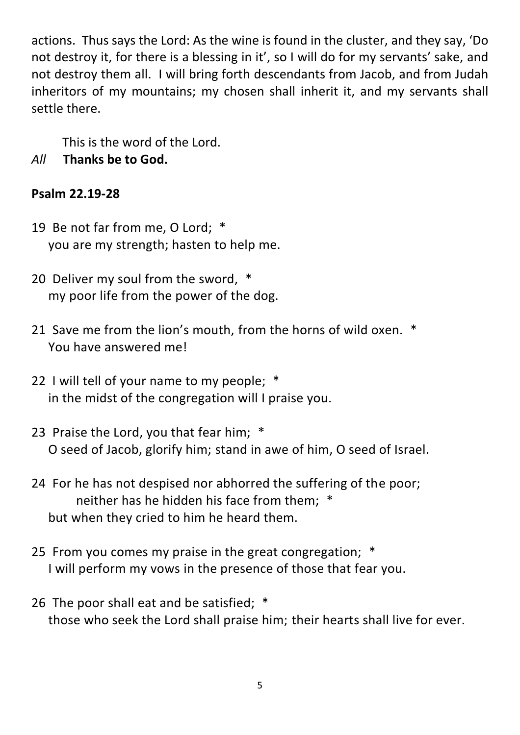actions. Thus says the Lord: As the wine is found in the cluster, and they say, 'Do not destroy it, for there is a blessing in it', so I will do for my servants' sake, and not destroy them all. I will bring forth descendants from Jacob, and from Judah inheritors of my mountains; my chosen shall inherit it, and my servants shall settle there.

This is the word of the Lord.

*All* **Thanks be to God.**

**Psalm 22.19-28**

19 Be not far from me, O Lord; *
you are my strength; hasten to help me.

20 Deliver my soul from the sword, *
my poor life from the power of the dog.

21 Save me from the lion's mouth, from the horns of wild oxen. *
You have answered me!

22 I will tell of your name to my people; *
in the midst of the congregation will I praise you.

23 Praise the Lord, you that fear him; *
O seed of Jacob, glorify him; stand in awe of him, O seed of Israel.

24 For he has not despised nor abhorred the suffering of the poor;
neither has he hidden his face from them; *
but when they cried to him he heard them.

25 From you comes my praise in the great congregation; *
I will perform my vows in the presence of those that fear you.

26 The poor shall eat and be satisfied; *
those who seek the Lord shall praise him; their hearts shall live for ever.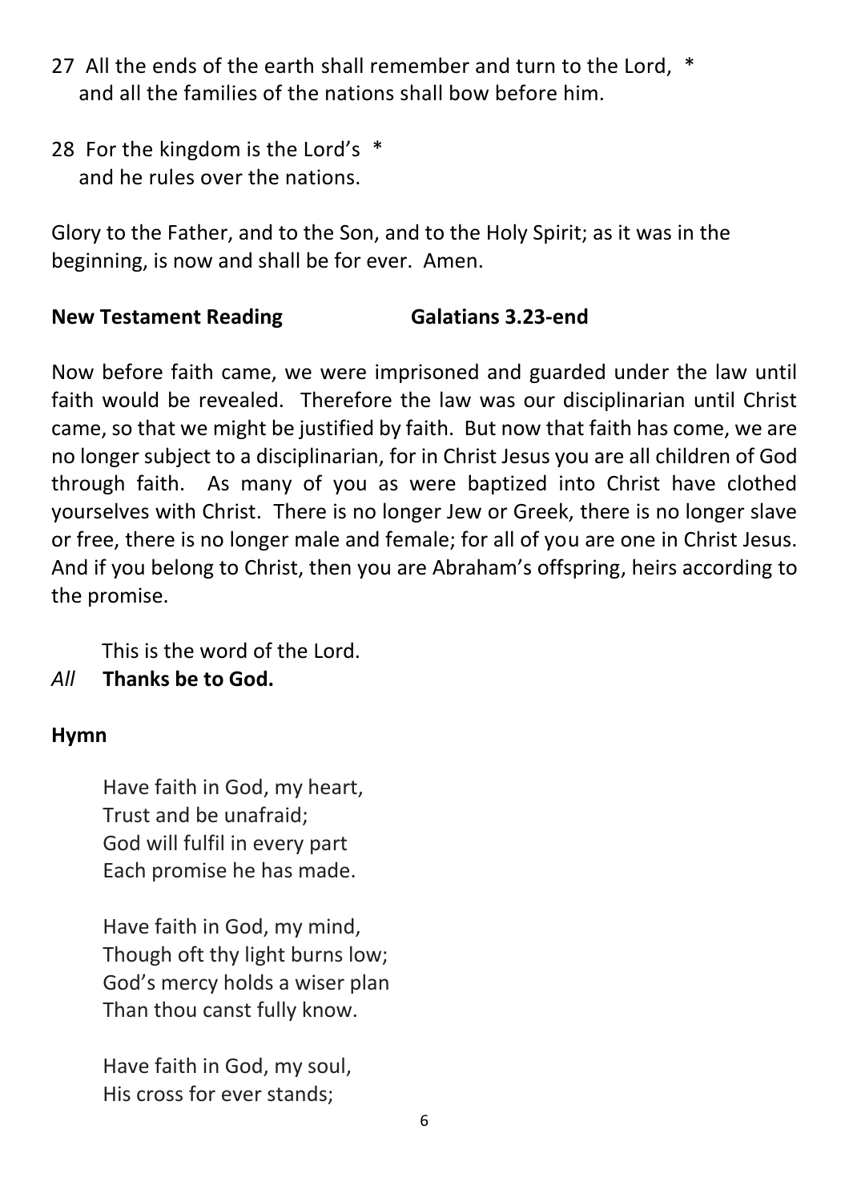27  All the ends of the earth shall remember and turn to the Lord,  *  
    and all the families of the nations shall bow before him.

28  For the kingdom is the Lord's  *  
    and he rules over the nations.

Glory to the Father, and to the Son, and to the Holy Spirit; as it was in the beginning, is now and shall be for ever.  Amen.

**New Testament Reading                    Galatians 3.23-end**

Now before faith came, we were imprisoned and guarded under the law until faith would be revealed.  Therefore the law was our disciplinarian until Christ came, so that we might be justified by faith.  But now that faith has come, we are no longer subject to a disciplinarian, for in Christ Jesus you are all children of God through faith.  As many of you as were baptized into Christ have clothed yourselves with Christ.  There is no longer Jew or Greek, there is no longer slave or free, there is no longer male and female; for all of you are one in Christ Jesus. And if you belong to Christ, then you are Abraham's offspring, heirs according to the promise.

This is the word of the Lord.  
*All*   **Thanks be to God.**

**Hymn**

Have faith in God, my heart,  
Trust and be unafraid;  
God will fulfil in every part  
Each promise he has made.

Have faith in God, my mind,  
Though oft thy light burns low;  
God's mercy holds a wiser plan  
Than thou canst fully know.

Have faith in God, my soul,  
His cross for ever stands;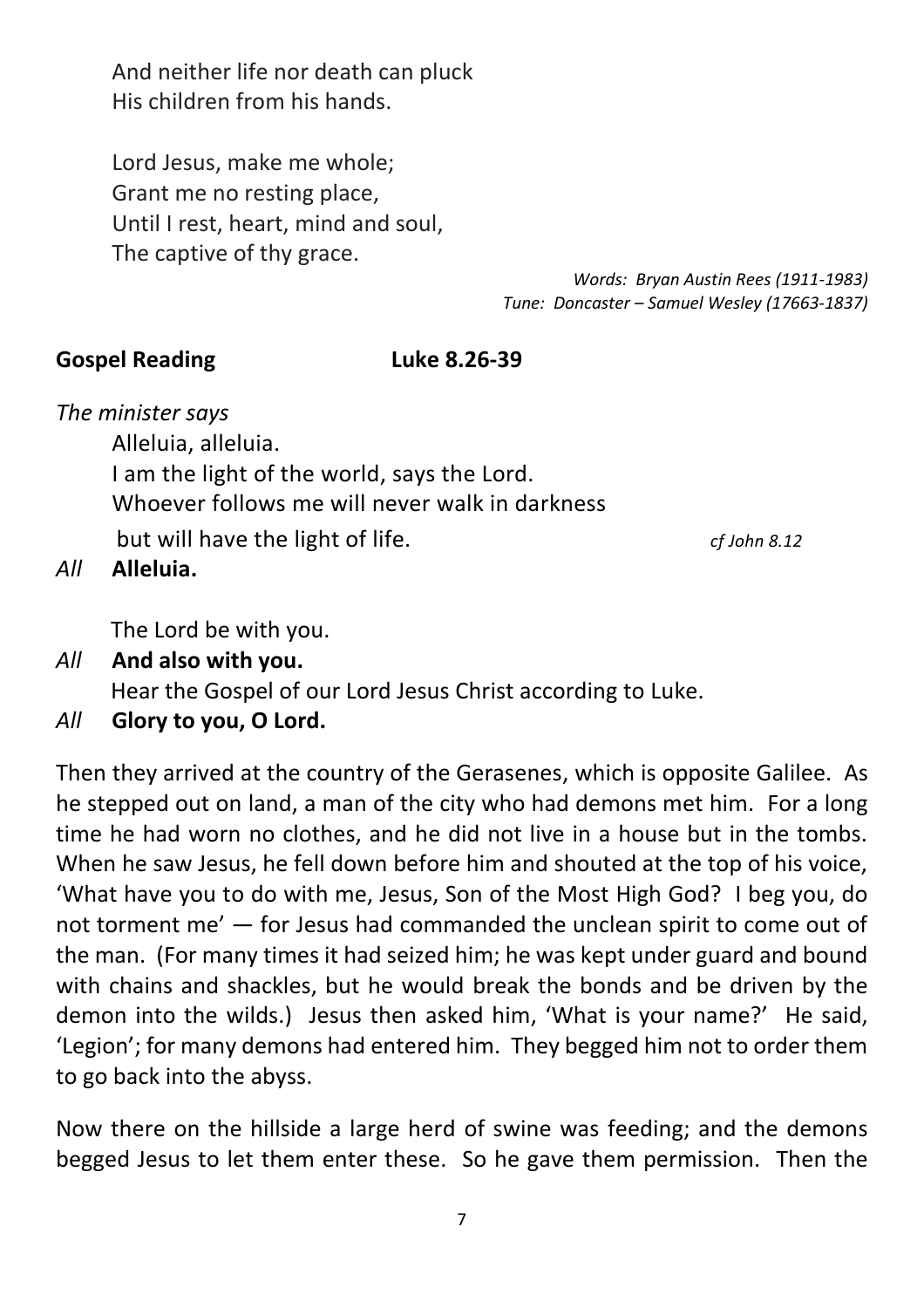And neither life nor death can pluck
His children from his hands.

Lord Jesus, make me whole;
Grant me no resting place,
Until I rest, heart, mind and soul,
The captive of thy grace.

*Words: Bryan Austin Rees (1911-1983)*
*Tune: Doncaster – Samuel Wesley (17663-1837)*

**Gospel Reading** **Luke 8.26-39**

*The minister says*

Alleluia, alleluia.
I am the light of the world, says the Lord.
Whoever follows me will never walk in darkness
but will have the light of life. *cf John 8.12*

*All* **Alleluia.**

The Lord be with you.

*All* **And also with you.**

Hear the Gospel of our Lord Jesus Christ according to Luke.

*All* **Glory to you, O Lord.**

Then they arrived at the country of the Gerasenes, which is opposite Galilee. As he stepped out on land, a man of the city who had demons met him. For a long time he had worn no clothes, and he did not live in a house but in the tombs. When he saw Jesus, he fell down before him and shouted at the top of his voice, 'What have you to do with me, Jesus, Son of the Most High God? I beg you, do not torment me' — for Jesus had commanded the unclean spirit to come out of the man. (For many times it had seized him; he was kept under guard and bound with chains and shackles, but he would break the bonds and be driven by the demon into the wilds.) Jesus then asked him, 'What is your name?' He said, 'Legion'; for many demons had entered him. They begged him not to order them to go back into the abyss.

Now there on the hillside a large herd of swine was feeding; and the demons begged Jesus to let them enter these. So he gave them permission. Then the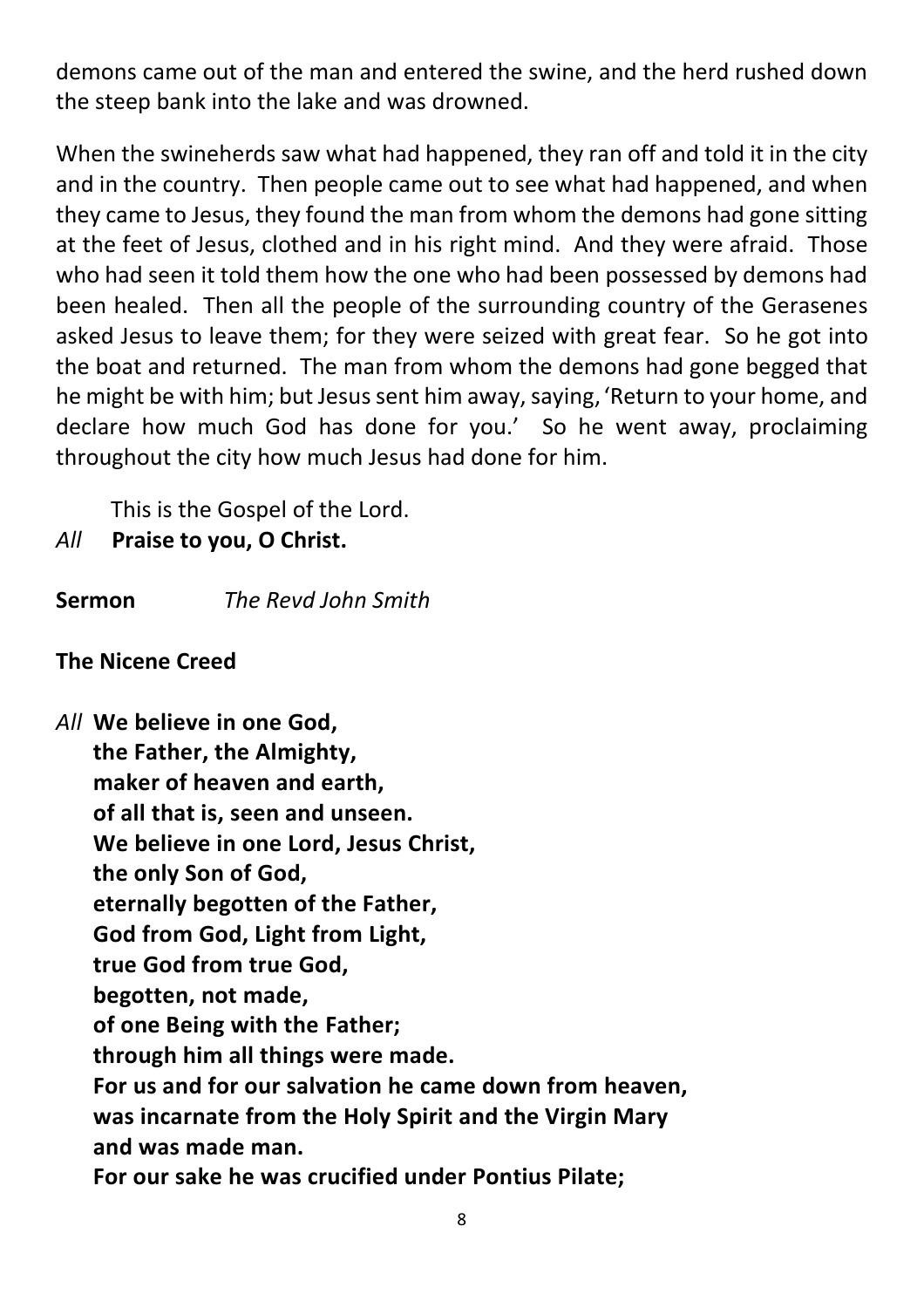demons came out of the man and entered the swine, and the herd rushed down the steep bank into the lake and was drowned.

When the swineherds saw what had happened, they ran off and told it in the city and in the country. Then people came out to see what had happened, and when they came to Jesus, they found the man from whom the demons had gone sitting at the feet of Jesus, clothed and in his right mind. And they were afraid. Those who had seen it told them how the one who had been possessed by demons had been healed. Then all the people of the surrounding country of the Gerasenes asked Jesus to leave them; for they were seized with great fear. So he got into the boat and returned. The man from whom the demons had gone begged that he might be with him; but Jesus sent him away, saying, 'Return to your home, and declare how much God has done for you.' So he went away, proclaiming throughout the city how much Jesus had done for him.

This is the Gospel of the Lord.
*All* **Praise to you, O Christ.**

**Sermon** *The Revd John Smith*

**The Nicene Creed**

*All* **We believe in one God,**
**the Father, the Almighty,**
**maker of heaven and earth,**
**of all that is, seen and unseen.**
**We believe in one Lord, Jesus Christ,**
**the only Son of God,**
**eternally begotten of the Father,**
**God from God, Light from Light,**
**true God from true God,**
**begotten, not made,**
**of one Being with the Father;**
**through him all things were made.**
**For us and for our salvation he came down from heaven,**
**was incarnate from the Holy Spirit and the Virgin Mary**
**and was made man.**
**For our sake he was crucified under Pontius Pilate;**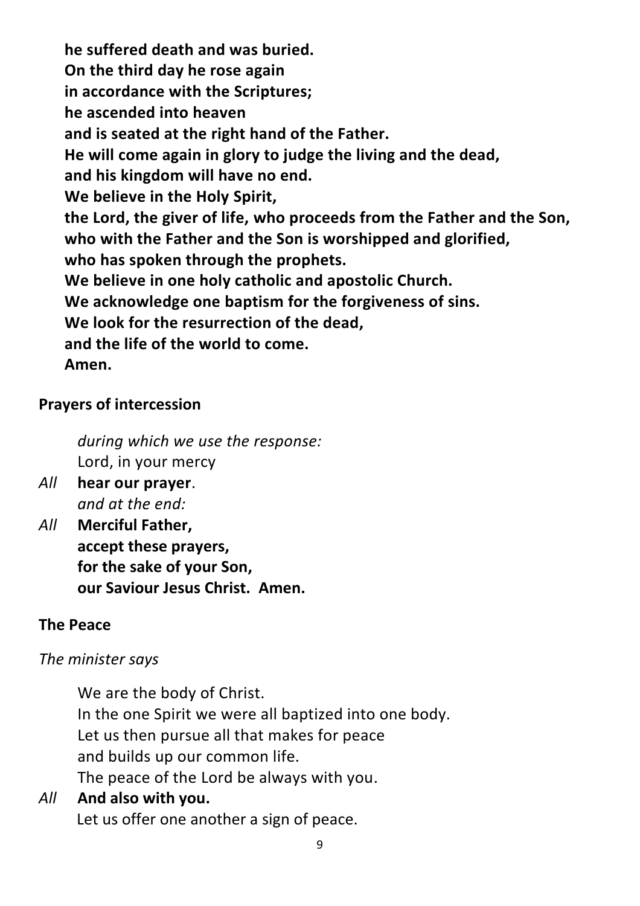**he suffered death and was buried.**
**On the third day he rose again**
**in accordance with the Scriptures;**
**he ascended into heaven**
**and is seated at the right hand of the Father.**
**He will come again in glory to judge the living and the dead,**
**and his kingdom will have no end.**
**We believe in the Holy Spirit,**
**the Lord, the giver of life, who proceeds from the Father and the Son,**
**who with the Father and the Son is worshipped and glorified,**
**who has spoken through the prophets.**
**We believe in one holy catholic and apostolic Church.**
**We acknowledge one baptism for the forgiveness of sins.**
**We look for the resurrection of the dead,**
**and the life of the world to come.**
**Amen.**

**Prayers of intercession**

*during which we use the response:*
Lord, in your mercy

*All* **hear our prayer**.
*and at the end:*

*All* **Merciful Father,**
**accept these prayers,**
**for the sake of your Son,**
**our Saviour Jesus Christ. Amen.**

**The Peace**

*The minister says*

We are the body of Christ.
In the one Spirit we were all baptized into one body.
Let us then pursue all that makes for peace
and builds up our common life.
The peace of the Lord be always with you.

*All* **And also with you.**
Let us offer one another a sign of peace.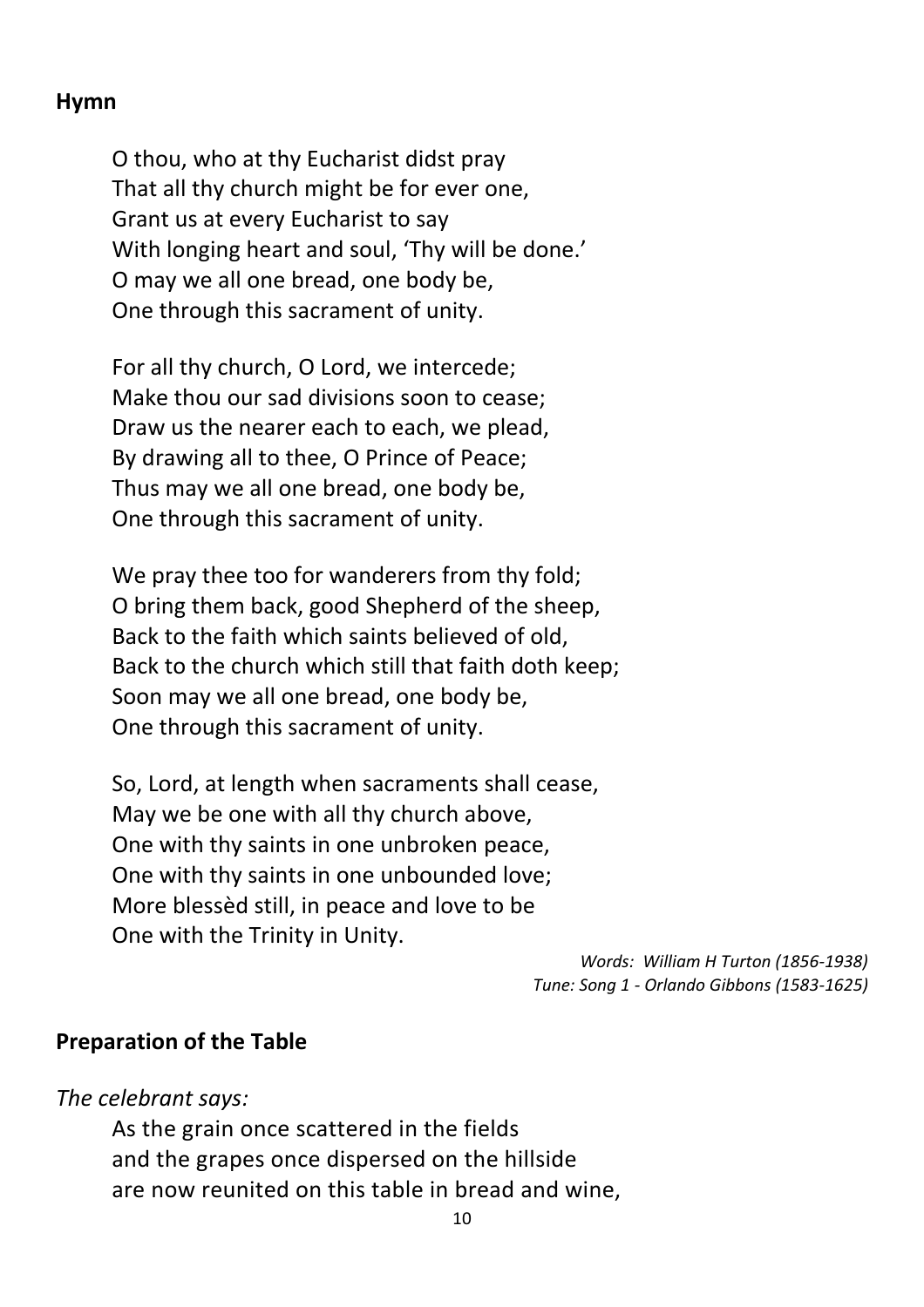## Hymn

O thou, who at thy Eucharist didst pray  
That all thy church might be for ever one,  
Grant us at every Eucharist to say  
With longing heart and soul, 'Thy will be done.'  
O may we all one bread, one body be,  
One through this sacrament of unity.

For all thy church, O Lord, we intercede;  
Make thou our sad divisions soon to cease;  
Draw us the nearer each to each, we plead,  
By drawing all to thee, O Prince of Peace;  
Thus may we all one bread, one body be,  
One through this sacrament of unity.

We pray thee too for wanderers from thy fold;  
O bring them back, good Shepherd of the sheep,  
Back to the faith which saints believed of old,  
Back to the church which still that faith doth keep;  
Soon may we all one bread, one body be,  
One through this sacrament of unity.

So, Lord, at length when sacraments shall cease,  
May we be one with all thy church above,  
One with thy saints in one unbroken peace,  
One with thy saints in one unbounded love;  
More blessèd still, in peace and love to be  
One with the Trinity in Unity.

*Words: William H Turton (1856-1938)*  
*Tune: Song 1 - Orlando Gibbons (1583-1625)*

## Preparation of the Table

*The celebrant says:*

As the grain once scattered in the fields  
and the grapes once dispersed on the hillside  
are now reunited on this table in bread and wine,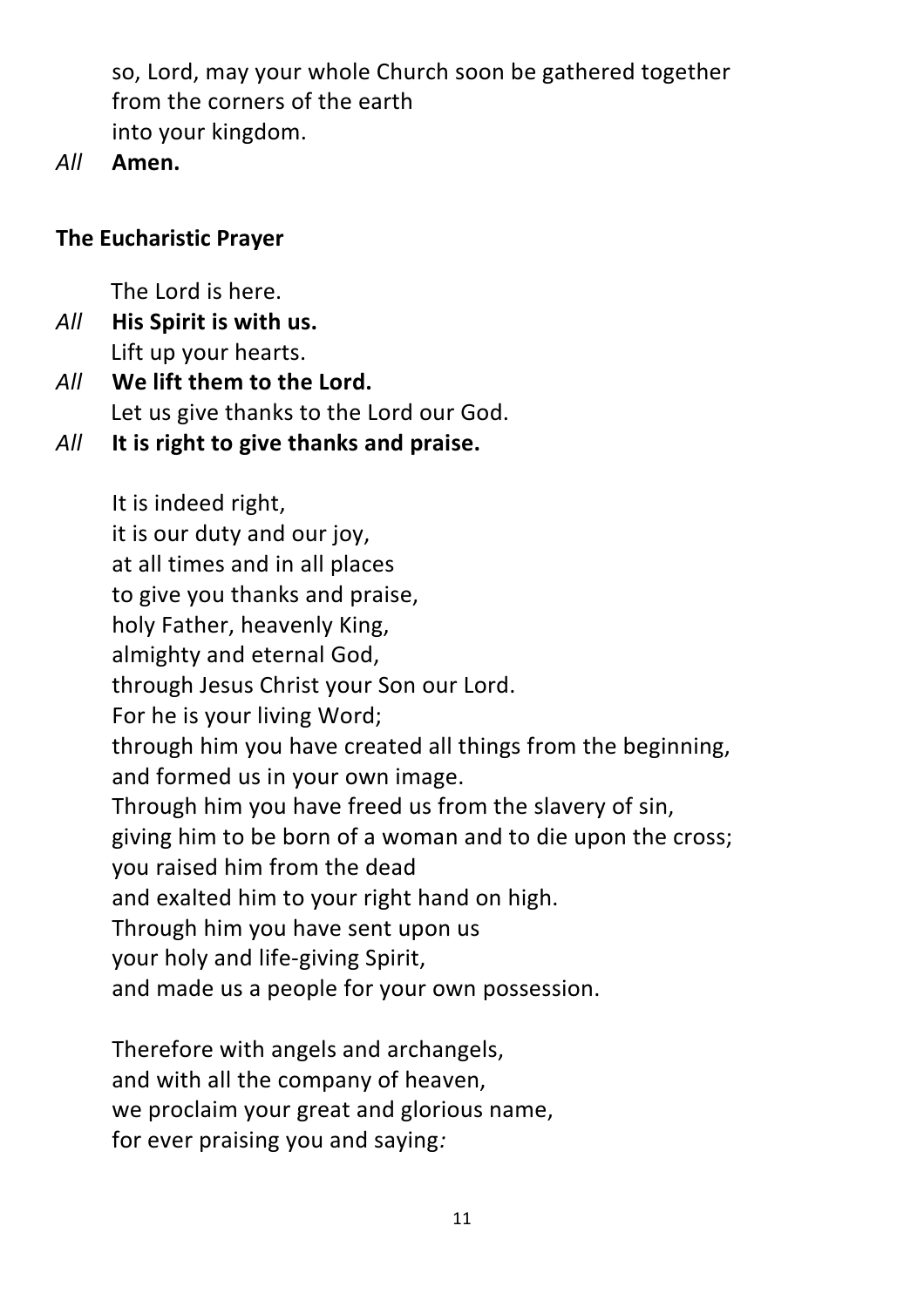so, Lord, may your whole Church soon be gathered together
from the corners of the earth
into your kingdom.

*All* **Amen.**

**The Eucharistic Prayer**

The Lord is here.

*All* **His Spirit is with us.**

Lift up your hearts.

*All* **We lift them to the Lord.**

Let us give thanks to the Lord our God.

*All* **It is right to give thanks and praise.**

It is indeed right,
it is our duty and our joy,
at all times and in all places
to give you thanks and praise,
holy Father, heavenly King,
almighty and eternal God,
through Jesus Christ your Son our Lord.
For he is your living Word;
through him you have created all things from the beginning,
and formed us in your own image.
Through him you have freed us from the slavery of sin,
giving him to be born of a woman and to die upon the cross;
you raised him from the dead
and exalted him to your right hand on high.
Through him you have sent upon us
your holy and life-giving Spirit,
and made us a people for your own possession.

Therefore with angels and archangels,
and with all the company of heaven,
we proclaim your great and glorious name,
for ever praising you and saying*:*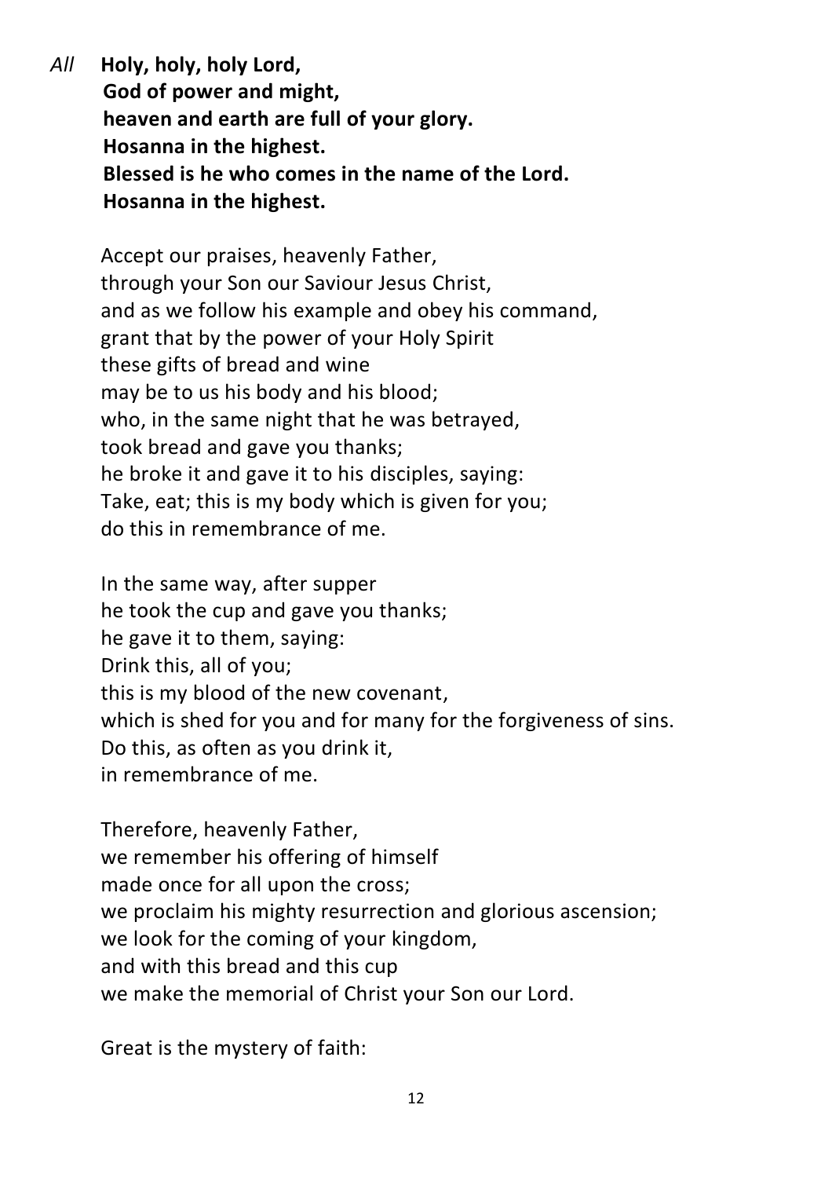*All* **Holy, holy, holy Lord,**
**God of power and might,**
**heaven and earth are full of your glory.**
**Hosanna in the highest.**
**Blessed is he who comes in the name of the Lord.**
**Hosanna in the highest.**

Accept our praises, heavenly Father,
through your Son our Saviour Jesus Christ,
and as we follow his example and obey his command,
grant that by the power of your Holy Spirit
these gifts of bread and wine
may be to us his body and his blood;
who, in the same night that he was betrayed,
took bread and gave you thanks;
he broke it and gave it to his disciples, saying:
Take, eat; this is my body which is given for you;
do this in remembrance of me.

In the same way, after supper
he took the cup and gave you thanks;
he gave it to them, saying:
Drink this, all of you;
this is my blood of the new covenant,
which is shed for you and for many for the forgiveness of sins.
Do this, as often as you drink it,
in remembrance of me.

Therefore, heavenly Father,
we remember his offering of himself
made once for all upon the cross;
we proclaim his mighty resurrection and glorious ascension;
we look for the coming of your kingdom,
and with this bread and this cup
we make the memorial of Christ your Son our Lord.

Great is the mystery of faith: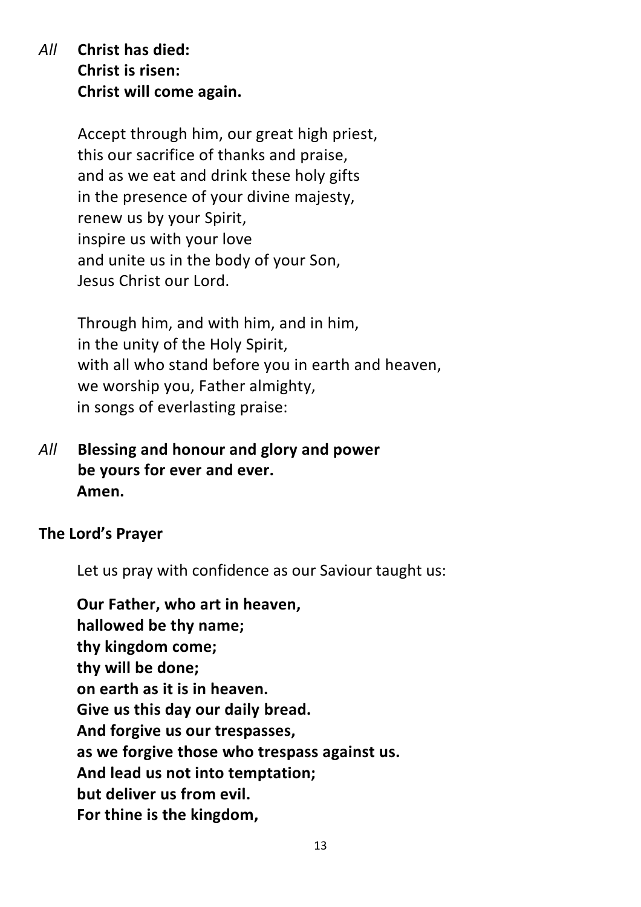*All* **Christ has died:**
**Christ is risen:**
**Christ will come again.**

Accept through him, our great high priest,
this our sacrifice of thanks and praise,
and as we eat and drink these holy gifts
in the presence of your divine majesty,
renew us by your Spirit,
inspire us with your love
and unite us in the body of your Son,
Jesus Christ our Lord.

Through him, and with him, and in him,
in the unity of the Holy Spirit,
with all who stand before you in earth and heaven,
we worship you, Father almighty,
in songs of everlasting praise:

*All* **Blessing and honour and glory and power**
**be yours for ever and ever.**
**Amen.**

**The Lord's Prayer**

Let us pray with confidence as our Saviour taught us:

**Our Father, who art in heaven,**
**hallowed be thy name;**
**thy kingdom come;**
**thy will be done;**
**on earth as it is in heaven.**
**Give us this day our daily bread.**
**And forgive us our trespasses,**
**as we forgive those who trespass against us.**
**And lead us not into temptation;**
**but deliver us from evil.**
**For thine is the kingdom,**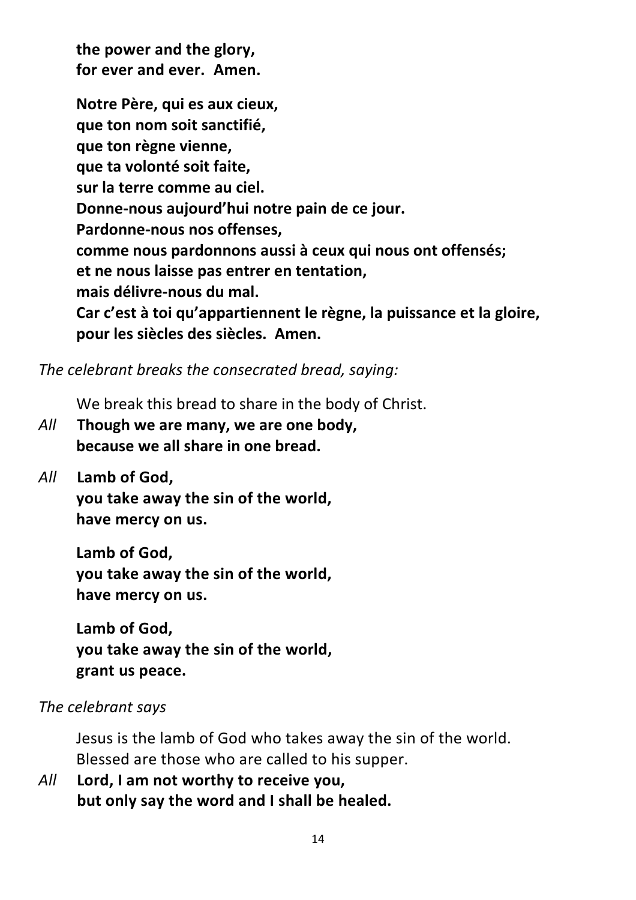**the power and the glory,**
**for ever and ever. Amen.**

**Notre Père, qui es aux cieux,**
**que ton nom soit sanctifié,**
**que ton règne vienne,**
**que ta volonté soit faite,**
**sur la terre comme au ciel.**
**Donne-nous aujourd'hui notre pain de ce jour.**
**Pardonne-nous nos offenses,**
**comme nous pardonnons aussi à ceux qui nous ont offensés;**
**et ne nous laisse pas entrer en tentation,**
**mais délivre-nous du mal.**
**Car c'est à toi qu'appartiennent le règne, la puissance et la gloire,**
**pour les siècles des siècles. Amen.**

*The celebrant breaks the consecrated bread, saying:*

We break this bread to share in the body of Christ.

*All* **Though we are many, we are one body,**
**because we all share in one bread.**

*All* **Lamb of God,**
**you take away the sin of the world,**
**have mercy on us.**

**Lamb of God,**
**you take away the sin of the world,**
**have mercy on us.**

**Lamb of God,**
**you take away the sin of the world,**
**grant us peace.**

*The celebrant says*

Jesus is the lamb of God who takes away the sin of the world.
Blessed are those who are called to his supper.

*All* **Lord, I am not worthy to receive you,**
**but only say the word and I shall be healed.**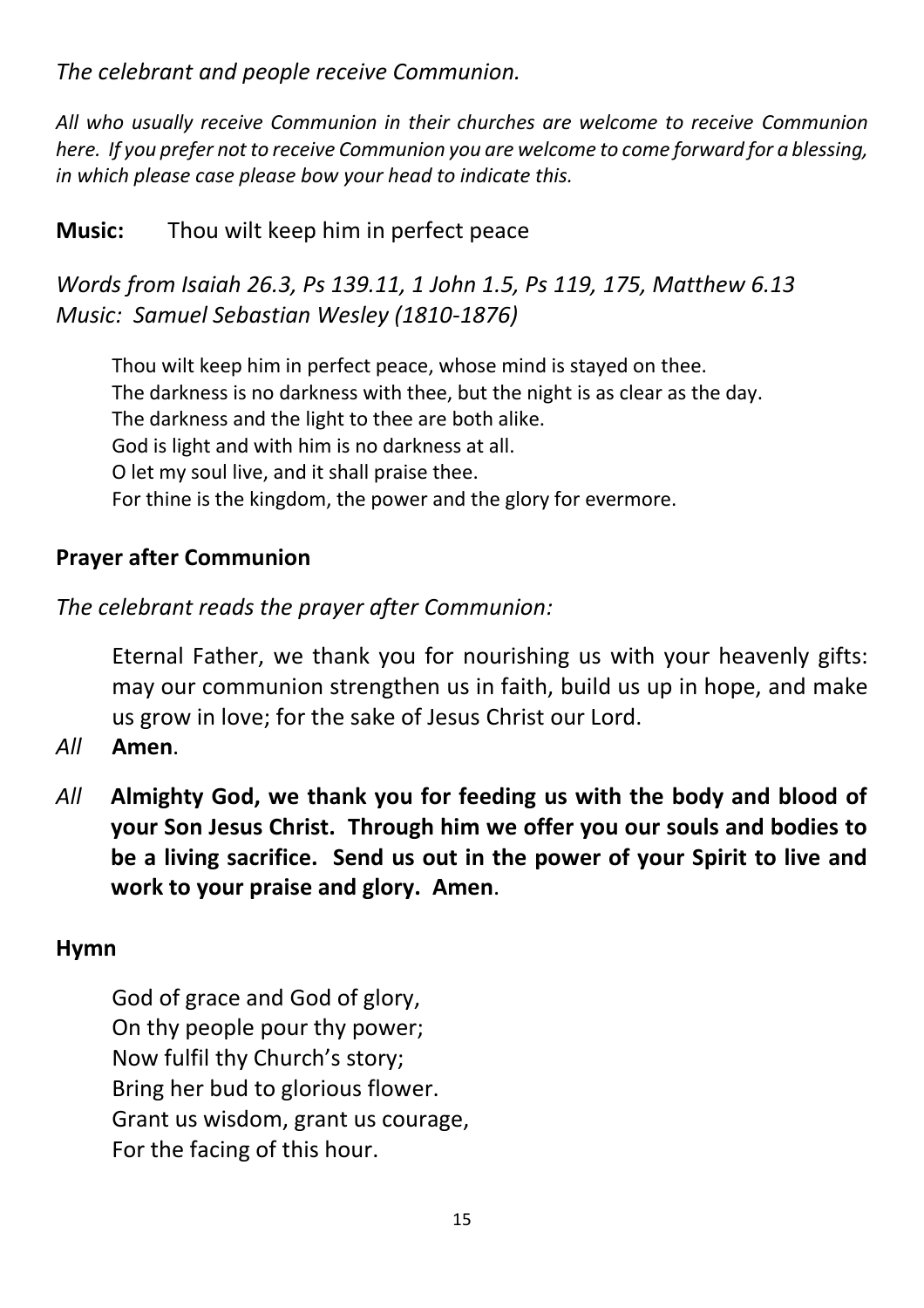*The celebrant and people receive Communion.*

*All who usually receive Communion in their churches are welcome to receive Communion here. If you prefer not to receive Communion you are welcome to come forward for a blessing, in which please case please bow your head to indicate this.*

**Music:** Thou wilt keep him in perfect peace

*Words from Isaiah 26.3, Ps 139.11, 1 John 1.5, Ps 119, 175, Matthew 6.13*
*Music: Samuel Sebastian Wesley (1810-1876)*

Thou wilt keep him in perfect peace, whose mind is stayed on thee.
The darkness is no darkness with thee, but the night is as clear as the day.
The darkness and the light to thee are both alike.
God is light and with him is no darkness at all.
O let my soul live, and it shall praise thee.
For thine is the kingdom, the power and the glory for evermore.

**Prayer after Communion**

*The celebrant reads the prayer after Communion:*

Eternal Father, we thank you for nourishing us with your heavenly gifts: may our communion strengthen us in faith, build us up in hope, and make us grow in love; for the sake of Jesus Christ our Lord.

*All* **Amen**.

*All* **Almighty God, we thank you for feeding us with the body and blood of your Son Jesus Christ. Through him we offer you our souls and bodies to be a living sacrifice. Send us out in the power of your Spirit to live and work to your praise and glory. Amen**.

**Hymn**

God of grace and God of glory,
On thy people pour thy power;
Now fulfil thy Church's story;
Bring her bud to glorious flower.
Grant us wisdom, grant us courage,
For the facing of this hour.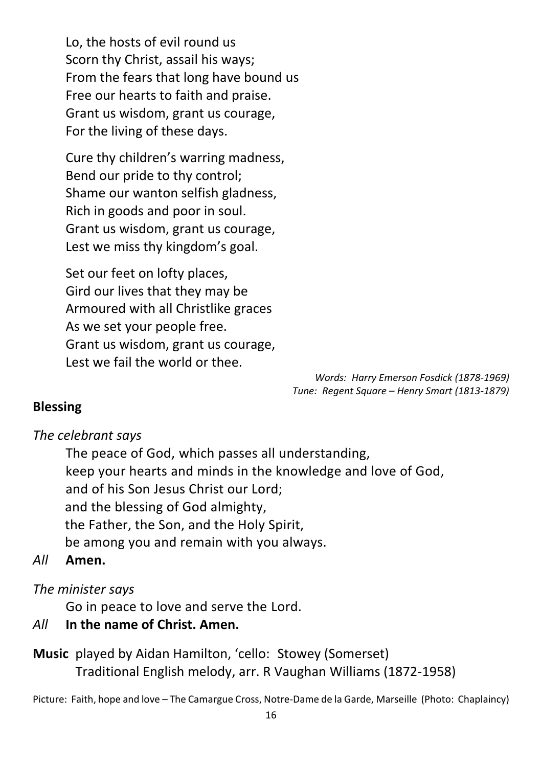Lo, the hosts of evil round us
Scorn thy Christ, assail his ways;
From the fears that long have bound us
Free our hearts to faith and praise.
Grant us wisdom, grant us courage,
For the living of these days.

Cure thy children's warring madness,
Bend our pride to thy control;
Shame our wanton selfish gladness,
Rich in goods and poor in soul.
Grant us wisdom, grant us courage,
Lest we miss thy kingdom's goal.

Set our feet on lofty places,
Gird our lives that they may be
Armoured with all Christlike graces
As we set your people free.
Grant us wisdom, grant us courage,
Lest we fail the world or thee.

*Words: Harry Emerson Fosdick (1878-1969)*
*Tune: Regent Square – Henry Smart (1813-1879)*

## Blessing

*The celebrant says*

The peace of God, which passes all understanding,
keep your hearts and minds in the knowledge and love of God,
and of his Son Jesus Christ our Lord;
and the blessing of God almighty,
the Father, the Son, and the Holy Spirit,
be among you and remain with you always.

*All* **Amen.**

*The minister says*

Go in peace to love and serve the Lord.

*All* **In the name of Christ. Amen.**

**Music** played by Aidan Hamilton, 'cello: Stowey (Somerset)
Traditional English melody, arr. R Vaughan Williams (1872-1958)

Picture: Faith, hope and love – The Camargue Cross, Notre-Dame de la Garde, Marseille (Photo: Chaplaincy)